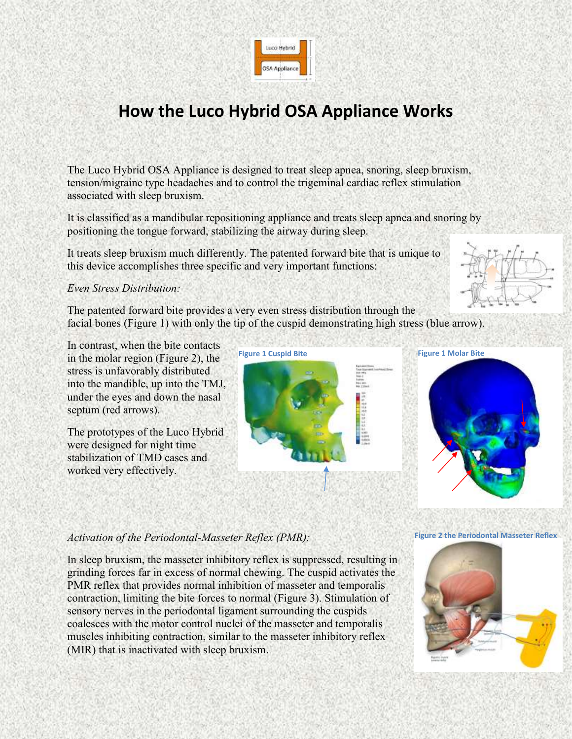# How the Luco Hybrid OSA Appliance Works

The Luco Hybrid OSA Appliance is designed to treat sleep apnea, snoring, sleep bruxism, tension/migraine type headaches and to control the trigeminal cardiac reflex stimulation associated with sleep bruxism.

It is classified as a mandibular repositioning appliance and treats sleep apnea and snoring by positioning the tongue forward, stabilizing the airway during sleep.

It treats sleep bruxism much differently. The patented forward bite that is unique to this device accomplishes three specific and very important functions:

*Even Stress Distribution:*

The patented forward bite provides a very even stress distribution through the facial bones (Figure 1) with only the tip of the cuspid demonstrating high stress (blue arrow).

In contrast, when the bite contacts in the molar region (Figure 2), the stress is unfavorably distributed into the mandible, up into the TMJ, under the eyes and down the nasal septum (red arrows).

The prototypes of the Luco Hybrid were designed for night time stabilization of TMD cases and worked very effectively.

Figure 1 Cuspid Bite

Figure 1 Molar Bite

*Activation of the Periodontal-Masseter Reflex (PMR):*

In sleep bruxism, the masseter inhibitory reflex is suppressed, resulting in grinding forces far in excess of normal chewing. The cuspid activates the PMR reflex that provides normal inhibition of masseter and temporalis contraction, limiting the bite forces to normal (Figure 3). Stimulation of sensory nerves in the periodontal ligament surrounding the cuspids coalesces with the motor control nuclei of the masseter and temporalis muscles inhibiting contraction, similar to the masseter inhibitory reflex (MIR) that is inactivated with sleep bruxism.

Figure 2 the Periodontal Masseter Reflex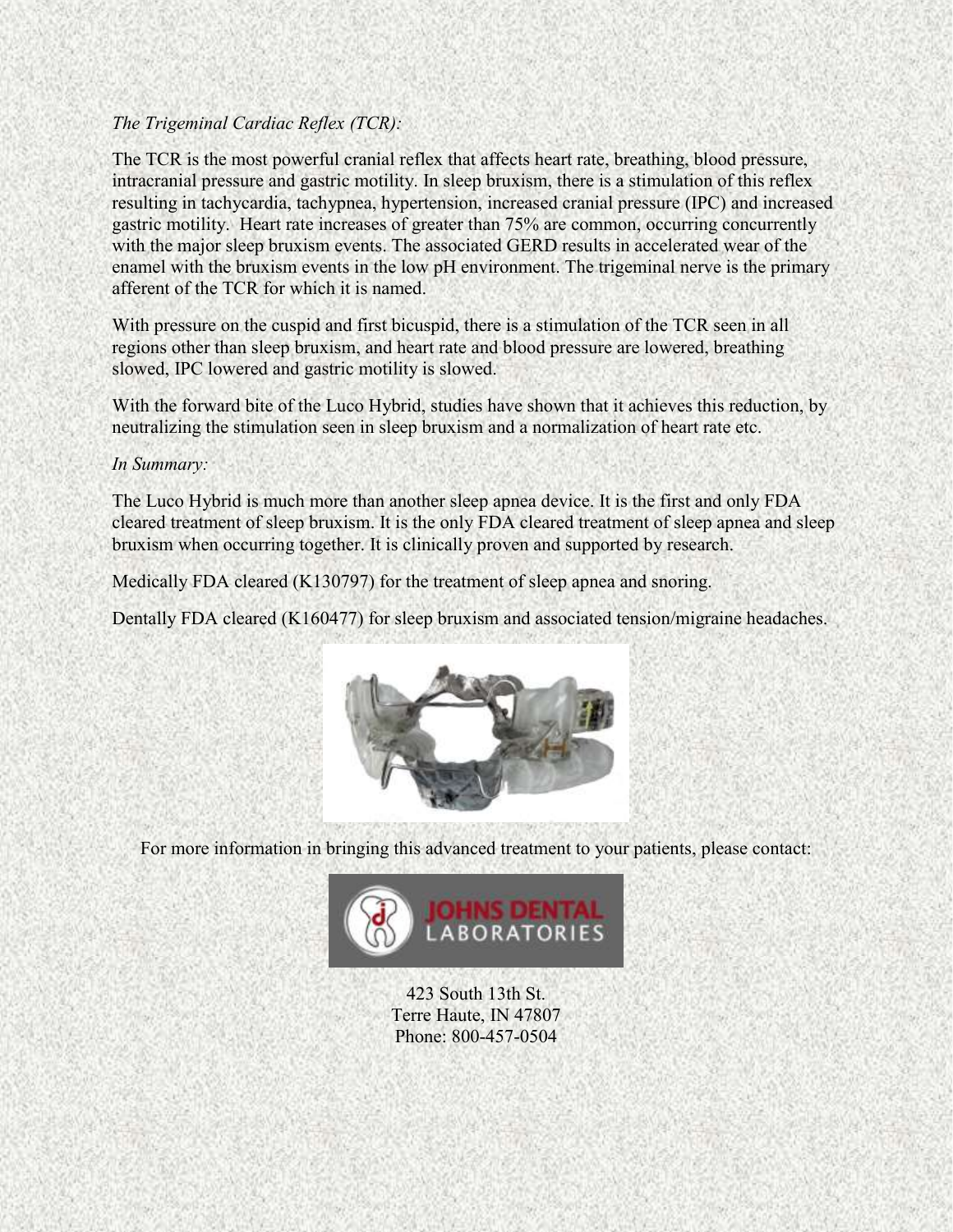*The Trigeminal Cardiac Reflex (TCR):*

The TCR is the most powerful cranial reflex that affects heart rate, breathing, blood pressure, intracranial pressure and gastric motility. In sleep bruxism, there is a stimulation of this reflex resulting in tachycardia, tachypnea, hypertension, increased cranial pressure (IPC) and increased gastric motility. Heart rate increases of greater than 75% are common, occurring concurrently with the major sleep bruxism events. The associated GERD results in accelerated wear of the enamel with the bruxism events in the low pH environment. The trigeminal nerve is the primary afferent of the TCR for which it is named.

With pressure on the cuspid and first bicuspid, there is a stimulation of the TCR seen in all regions other than sleep bruxism, and heart rate and blood pressure are lowered, breathing slowed, IPC lowered and gastric motility is slowed.

With the forward bite of the Luco Hybrid, studies have shown that it achieves this reduction, by neutralizing the stimulation seen in sleep bruxism and a normalization of heart rate etc.

*In Summary:*

The Luco Hybrid is much more than another sleep apnea device. It is the first and only FDA cleared treatment of sleep bruxism. It is the only FDA cleared treatment of sleep apnea and sleep bruxism when occurring together. It is clinically proven and supported by research.

Medically FDA cleared (K130797) for the treatment of sleep apnea and snoring.

Dentally FDA cleared (K160477) for sleep bruxism and associated tension/migraine headaches.

For more information in bringing this advanced treatment to your patients, please contact:

JOHNS DENTAL LABORATORIES

423 South 13th St.
Terre Haute, IN 47807
Phone: 800-457-0504